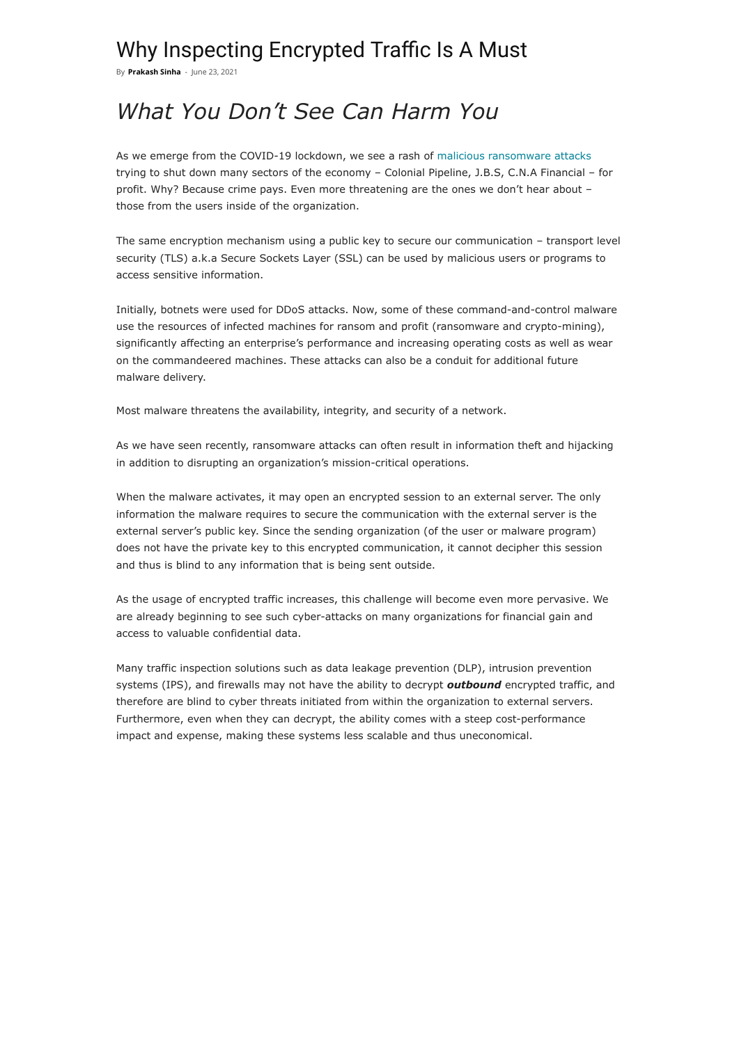# Why Inspecting Encrypted Traffic Is A Must

By **Prakash Sinha** - June 23, 2021

## *What You Don't See Can Harm You*

As we emerge from the COVID-19 lockdown, we see a rash of malicious ransomware attacks trying to shut down many sectors of the economy – Colonial Pipeline, J.B.S, C.N.A Financial – for profit. Why? Because crime pays. Even more threatening are the ones we don't hear about – those from the users inside of the organization.

The same encryption mechanism using a public key to secure our communication – transport level security (TLS) a.k.a Secure Sockets Layer (SSL) can be used by malicious users or programs to access sensitive information.

Initially, botnets were used for DDoS attacks. Now, some of these command-and-control malware use the resources of infected machines for ransom and profit (ransomware and crypto-mining), significantly affecting an enterprise's performance and increasing operating costs as well as wear on the commandeered machines. These attacks can also be a conduit for additional future malware delivery.

Most malware threatens the availability, integrity, and security of a network.

As we have seen recently, ransomware attacks can often result in information theft and hijacking in addition to disrupting an organization's mission-critical operations.

When the malware activates, it may open an encrypted session to an external server. The only information the malware requires to secure the communication with the external server is the external server's public key. Since the sending organization (of the user or malware program) does not have the private key to this encrypted communication, it cannot decipher this session and thus is blind to any information that is being sent outside.

As the usage of encrypted traffic increases, this challenge will become even more pervasive. We are already beginning to see such cyber-attacks on many organizations for financial gain and access to valuable confidential data.

Many traffic inspection solutions such as data leakage prevention (DLP), intrusion prevention systems (IPS), and firewalls may not have the ability to decrypt ***outbound*** encrypted traffic, and therefore are blind to cyber threats initiated from within the organization to external servers. Furthermore, even when they can decrypt, the ability comes with a steep cost-performance impact and expense, making these systems less scalable and thus uneconomical.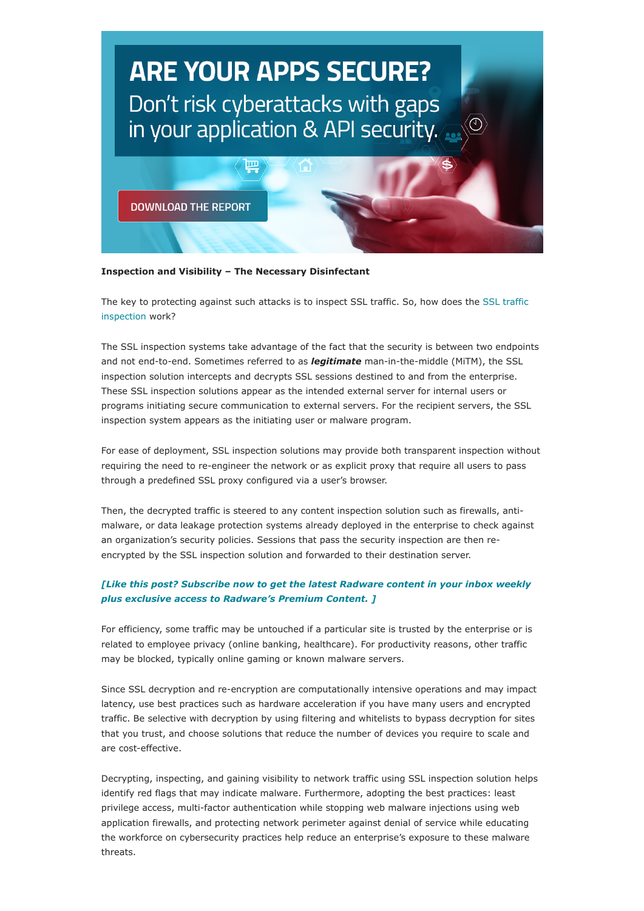**Inspection and Visibility – The Necessary Disinfectant**

The key to protecting against such attacks is to inspect SSL traffic. So, how does the SSL traffic inspection work?

The SSL inspection systems take advantage of the fact that the security is between two endpoints and not end-to-end. Sometimes referred to as ***legitimate*** man-in-the-middle (MiTM), the SSL inspection solution intercepts and decrypts SSL sessions destined to and from the enterprise. These SSL inspection solutions appear as the intended external server for internal users or programs initiating secure communication to external servers. For the recipient servers, the SSL inspection system appears as the initiating user or malware program.

For ease of deployment, SSL inspection solutions may provide both transparent inspection without requiring the need to re-engineer the network or as explicit proxy that require all users to pass through a predefined SSL proxy configured via a user's browser.

Then, the decrypted traffic is steered to any content inspection solution such as firewalls, anti-malware, or data leakage protection systems already deployed in the enterprise to check against an organization's security policies. Sessions that pass the security inspection are then re-encrypted by the SSL inspection solution and forwarded to their destination server.

***[Like this post? Subscribe now to get the latest Radware content in your inbox weekly plus exclusive access to Radware's Premium Content. ]***

For efficiency, some traffic may be untouched if a particular site is trusted by the enterprise or is related to employee privacy (online banking, healthcare). For productivity reasons, other traffic may be blocked, typically online gaming or known malware servers.

Since SSL decryption and re-encryption are computationally intensive operations and may impact latency, use best practices such as hardware acceleration if you have many users and encrypted traffic. Be selective with decryption by using filtering and whitelists to bypass decryption for sites that you trust, and choose solutions that reduce the number of devices you require to scale and are cost-effective.

Decrypting, inspecting, and gaining visibility to network traffic using SSL inspection solution helps identify red flags that may indicate malware. Furthermore, adopting the best practices: least privilege access, multi-factor authentication while stopping web malware injections using web application firewalls, and protecting network perimeter against denial of service while educating the workforce on cybersecurity practices help reduce an enterprise's exposure to these malware threats.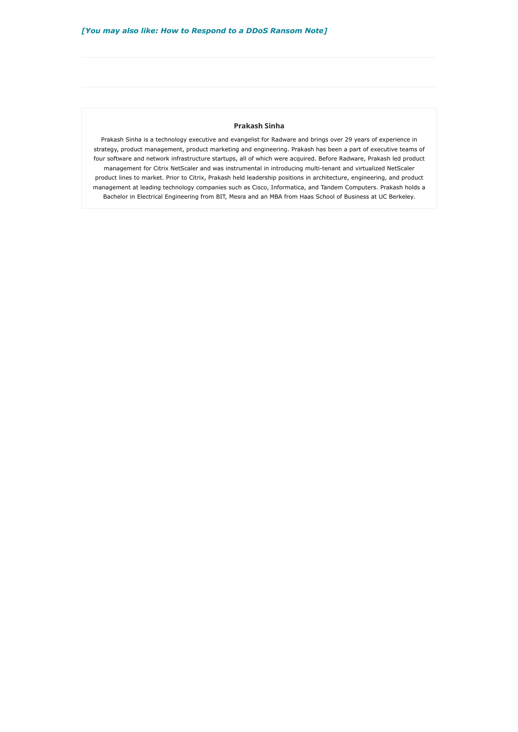*[You may also like: How to Respond to a DDoS Ransom Note]*

**Prakash Sinha**

Prakash Sinha is a technology executive and evangelist for Radware and brings over 29 years of experience in strategy, product management, product marketing and engineering. Prakash has been a part of executive teams of four software and network infrastructure startups, all of which were acquired. Before Radware, Prakash led product management for Citrix NetScaler and was instrumental in introducing multi-tenant and virtualized NetScaler product lines to market. Prior to Citrix, Prakash held leadership positions in architecture, engineering, and product management at leading technology companies such as Cisco, Informatica, and Tandem Computers. Prakash holds a Bachelor in Electrical Engineering from BIT, Mesra and an MBA from Haas School of Business at UC Berkeley.